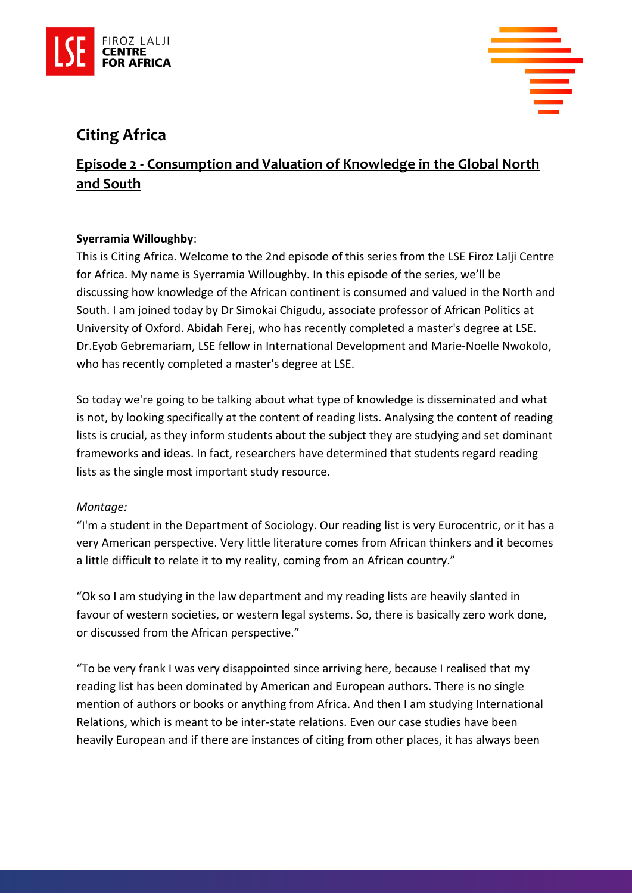# Citing Africa

## Episode 2 - Consumption and Valuation of Knowledge in the Global North and South

**Syerramia Willoughby**:

This is Citing Africa. Welcome to the 2nd episode of this series from the LSE Firoz Lalji Centre for Africa. My name is Syerramia Willoughby. In this episode of the series, we'll be discussing how knowledge of the African continent is consumed and valued in the North and South. I am joined today by Dr Simokai Chigudu, associate professor of African Politics at University of Oxford. Abidah Ferej, who has recently completed a master's degree at LSE. Dr.Eyob Gebremariam, LSE fellow in International Development and Marie-Noelle Nwokolo, who has recently completed a master's degree at LSE.

So today we're going to be talking about what type of knowledge is disseminated and what is not, by looking specifically at the content of reading lists. Analysing the content of reading lists is crucial, as they inform students about the subject they are studying and set dominant frameworks and ideas. In fact, researchers have determined that students regard reading lists as the single most important study resource.

*Montage:*

"I'm a student in the Department of Sociology. Our reading list is very Eurocentric, or it has a very American perspective. Very little literature comes from African thinkers and it becomes a little difficult to relate it to my reality, coming from an African country."

"Ok so I am studying in the law department and my reading lists are heavily slanted in favour of western societies, or western legal systems. So, there is basically zero work done, or discussed from the African perspective."

"To be very frank I was very disappointed since arriving here, because I realised that my reading list has been dominated by American and European authors. There is no single mention of authors or books or anything from Africa. And then I am studying International Relations, which is meant to be inter-state relations. Even our case studies have been heavily European and if there are instances of citing from other places, it has always been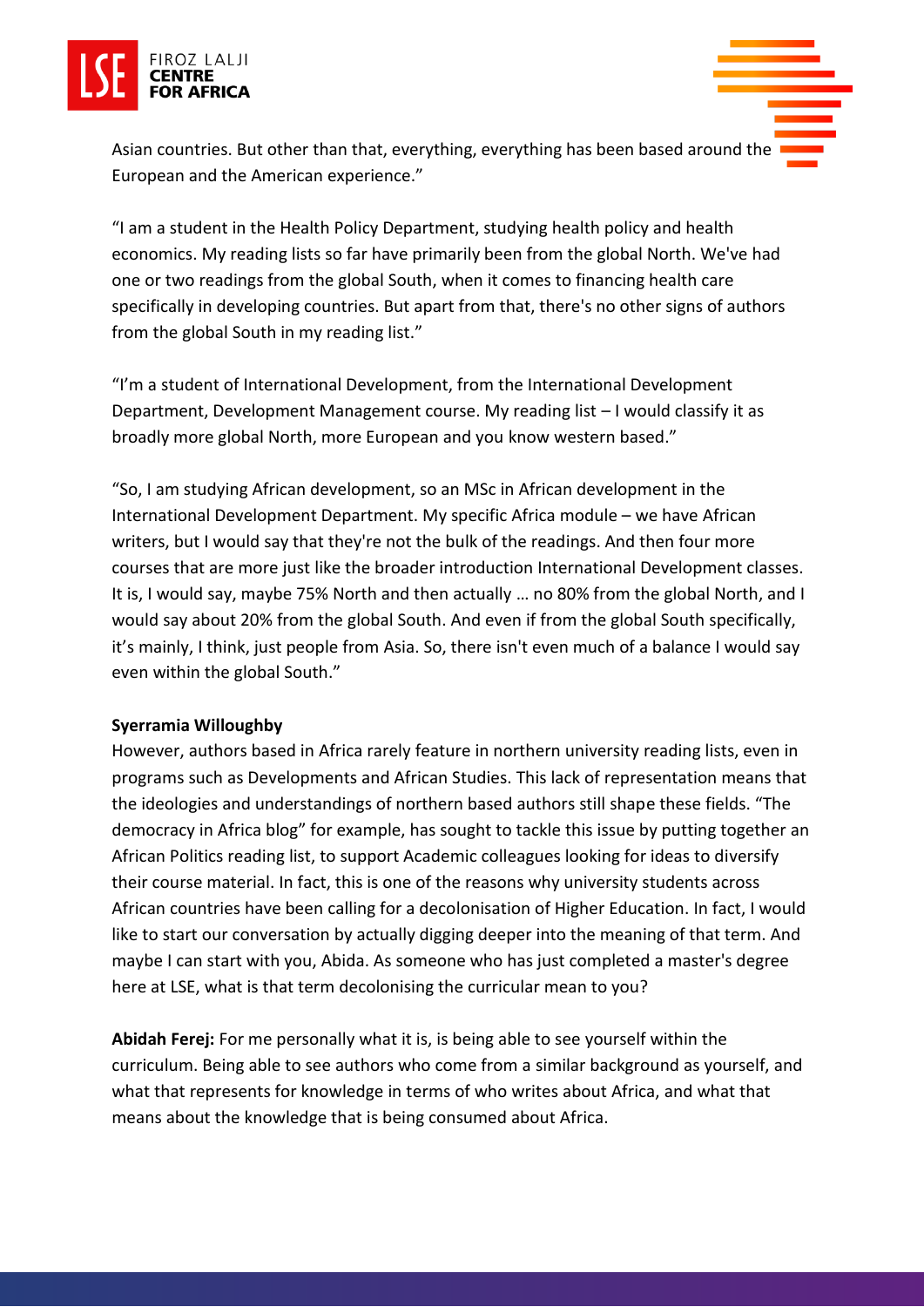Asian countries. But other than that, everything, everything has been based around the European and the American experience."

"I am a student in the Health Policy Department, studying health policy and health economics. My reading lists so far have primarily been from the global North. We've had one or two readings from the global South, when it comes to financing health care specifically in developing countries. But apart from that, there's no other signs of authors from the global South in my reading list."

"I'm a student of International Development, from the International Development Department, Development Management course. My reading list – I would classify it as broadly more global North, more European and you know western based."

"So, I am studying African development, so an MSc in African development in the International Development Department. My specific Africa module – we have African writers, but I would say that they're not the bulk of the readings. And then four more courses that are more just like the broader introduction International Development classes. It is, I would say, maybe 75% North and then actually … no 80% from the global North, and I would say about 20% from the global South. And even if from the global South specifically, it's mainly, I think, just people from Asia. So, there isn't even much of a balance I would say even within the global South."

**Syerramia Willoughby**
However, authors based in Africa rarely feature in northern university reading lists, even in programs such as Developments and African Studies. This lack of representation means that the ideologies and understandings of northern based authors still shape these fields. "The democracy in Africa blog" for example, has sought to tackle this issue by putting together an African Politics reading list, to support Academic colleagues looking for ideas to diversify their course material. In fact, this is one of the reasons why university students across African countries have been calling for a decolonisation of Higher Education. In fact, I would like to start our conversation by actually digging deeper into the meaning of that term. And maybe I can start with you, Abida. As someone who has just completed a master's degree here at LSE, what is that term decolonising the curricular mean to you?

**Abidah Ferej:** For me personally what it is, is being able to see yourself within the curriculum. Being able to see authors who come from a similar background as yourself, and what that represents for knowledge in terms of who writes about Africa, and what that means about the knowledge that is being consumed about Africa.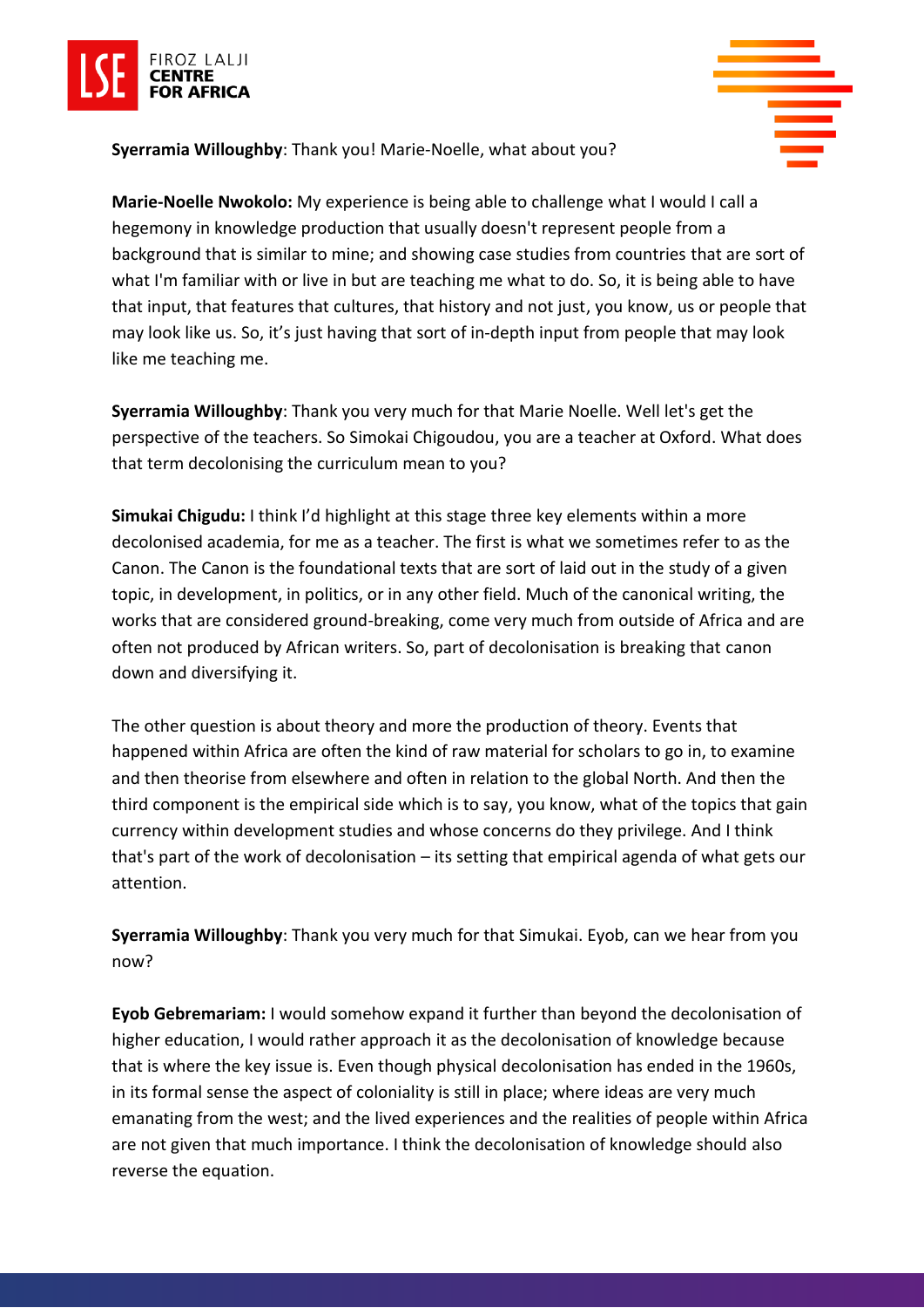**Syerramia Willoughby**: Thank you! Marie-Noelle, what about you?

**Marie-Noelle Nwokolo:** My experience is being able to challenge what I would I call a hegemony in knowledge production that usually doesn't represent people from a background that is similar to mine; and showing case studies from countries that are sort of what I'm familiar with or live in but are teaching me what to do. So, it is being able to have that input, that features that cultures, that history and not just, you know, us or people that may look like us. So, it's just having that sort of in-depth input from people that may look like me teaching me.

**Syerramia Willoughby**: Thank you very much for that Marie Noelle. Well let's get the perspective of the teachers. So Simokai Chigoudou, you are a teacher at Oxford. What does that term decolonising the curriculum mean to you?

**Simukai Chigudu:** I think I'd highlight at this stage three key elements within a more decolonised academia, for me as a teacher. The first is what we sometimes refer to as the Canon. The Canon is the foundational texts that are sort of laid out in the study of a given topic, in development, in politics, or in any other field. Much of the canonical writing, the works that are considered ground-breaking, come very much from outside of Africa and are often not produced by African writers. So, part of decolonisation is breaking that canon down and diversifying it.

The other question is about theory and more the production of theory. Events that happened within Africa are often the kind of raw material for scholars to go in, to examine and then theorise from elsewhere and often in relation to the global North. And then the third component is the empirical side which is to say, you know, what of the topics that gain currency within development studies and whose concerns do they privilege. And I think that's part of the work of decolonisation – its setting that empirical agenda of what gets our attention.

**Syerramia Willoughby**: Thank you very much for that Simukai. Eyob, can we hear from you now?

**Eyob Gebremariam:** I would somehow expand it further than beyond the decolonisation of higher education, I would rather approach it as the decolonisation of knowledge because that is where the key issue is. Even though physical decolonisation has ended in the 1960s, in its formal sense the aspect of coloniality is still in place; where ideas are very much emanating from the west; and the lived experiences and the realities of people within Africa are not given that much importance. I think the decolonisation of knowledge should also reverse the equation.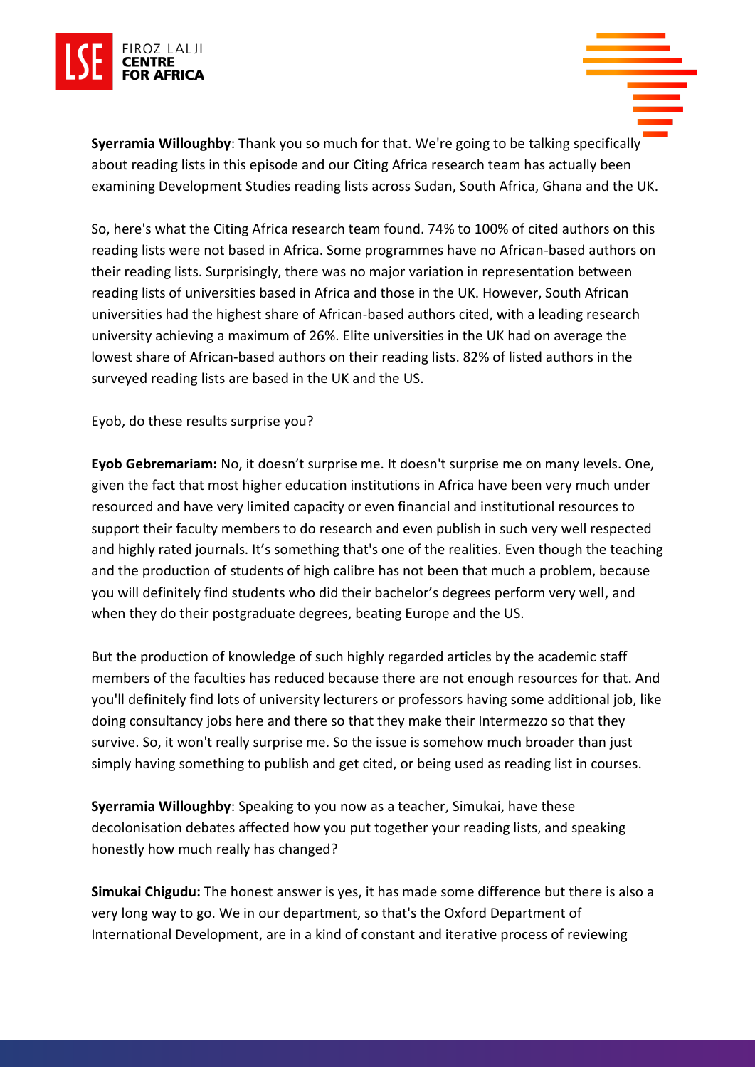**Syerramia Willoughby**: Thank you so much for that. We're going to be talking specifically about reading lists in this episode and our Citing Africa research team has actually been examining Development Studies reading lists across Sudan, South Africa, Ghana and the UK.

So, here's what the Citing Africa research team found. 74% to 100% of cited authors on this reading lists were not based in Africa. Some programmes have no African-based authors on their reading lists. Surprisingly, there was no major variation in representation between reading lists of universities based in Africa and those in the UK. However, South African universities had the highest share of African-based authors cited, with a leading research university achieving a maximum of 26%. Elite universities in the UK had on average the lowest share of African-based authors on their reading lists. 82% of listed authors in the surveyed reading lists are based in the UK and the US.

Eyob, do these results surprise you?

**Eyob Gebremariam:** No, it doesn't surprise me. It doesn't surprise me on many levels. One, given the fact that most higher education institutions in Africa have been very much under resourced and have very limited capacity or even financial and institutional resources to support their faculty members to do research and even publish in such very well respected and highly rated journals. It's something that's one of the realities. Even though the teaching and the production of students of high calibre has not been that much a problem, because you will definitely find students who did their bachelor's degrees perform very well, and when they do their postgraduate degrees, beating Europe and the US.

But the production of knowledge of such highly regarded articles by the academic staff members of the faculties has reduced because there are not enough resources for that. And you'll definitely find lots of university lecturers or professors having some additional job, like doing consultancy jobs here and there so that they make their Intermezzo so that they survive. So, it won't really surprise me. So the issue is somehow much broader than just simply having something to publish and get cited, or being used as reading list in courses.

**Syerramia Willoughby**: Speaking to you now as a teacher, Simukai, have these decolonisation debates affected how you put together your reading lists, and speaking honestly how much really has changed?

**Simukai Chigudu:** The honest answer is yes, it has made some difference but there is also a very long way to go. We in our department, so that's the Oxford Department of International Development, are in a kind of constant and iterative process of reviewing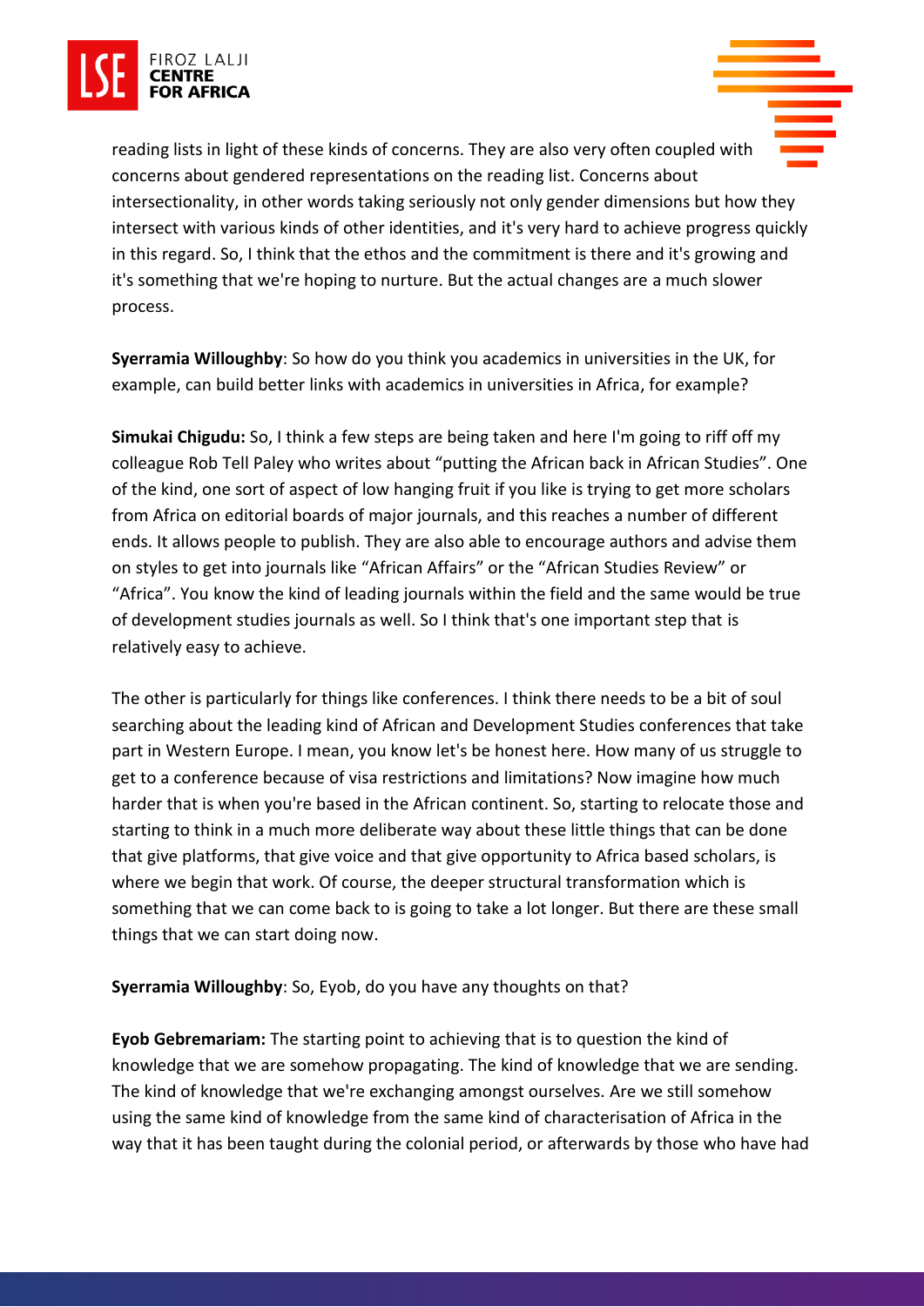reading lists in light of these kinds of concerns. They are also very often coupled with concerns about gendered representations on the reading list. Concerns about intersectionality, in other words taking seriously not only gender dimensions but how they intersect with various kinds of other identities, and it's very hard to achieve progress quickly in this regard. So, I think that the ethos and the commitment is there and it's growing and it's something that we're hoping to nurture. But the actual changes are a much slower process.

**Syerramia Willoughby**: So how do you think you academics in universities in the UK, for example, can build better links with academics in universities in Africa, for example?

**Simukai Chigudu:** So, I think a few steps are being taken and here I'm going to riff off my colleague Rob Tell Paley who writes about "putting the African back in African Studies". One of the kind, one sort of aspect of low hanging fruit if you like is trying to get more scholars from Africa on editorial boards of major journals, and this reaches a number of different ends. It allows people to publish. They are also able to encourage authors and advise them on styles to get into journals like "African Affairs" or the "African Studies Review" or "Africa". You know the kind of leading journals within the field and the same would be true of development studies journals as well. So I think that's one important step that is relatively easy to achieve.

The other is particularly for things like conferences. I think there needs to be a bit of soul searching about the leading kind of African and Development Studies conferences that take part in Western Europe. I mean, you know let's be honest here. How many of us struggle to get to a conference because of visa restrictions and limitations? Now imagine how much harder that is when you're based in the African continent. So, starting to relocate those and starting to think in a much more deliberate way about these little things that can be done that give platforms, that give voice and that give opportunity to Africa based scholars, is where we begin that work. Of course, the deeper structural transformation which is something that we can come back to is going to take a lot longer. But there are these small things that we can start doing now.

**Syerramia Willoughby**: So, Eyob, do you have any thoughts on that?

**Eyob Gebremariam:** The starting point to achieving that is to question the kind of knowledge that we are somehow propagating. The kind of knowledge that we are sending. The kind of knowledge that we're exchanging amongst ourselves. Are we still somehow using the same kind of knowledge from the same kind of characterisation of Africa in the way that it has been taught during the colonial period, or afterwards by those who have had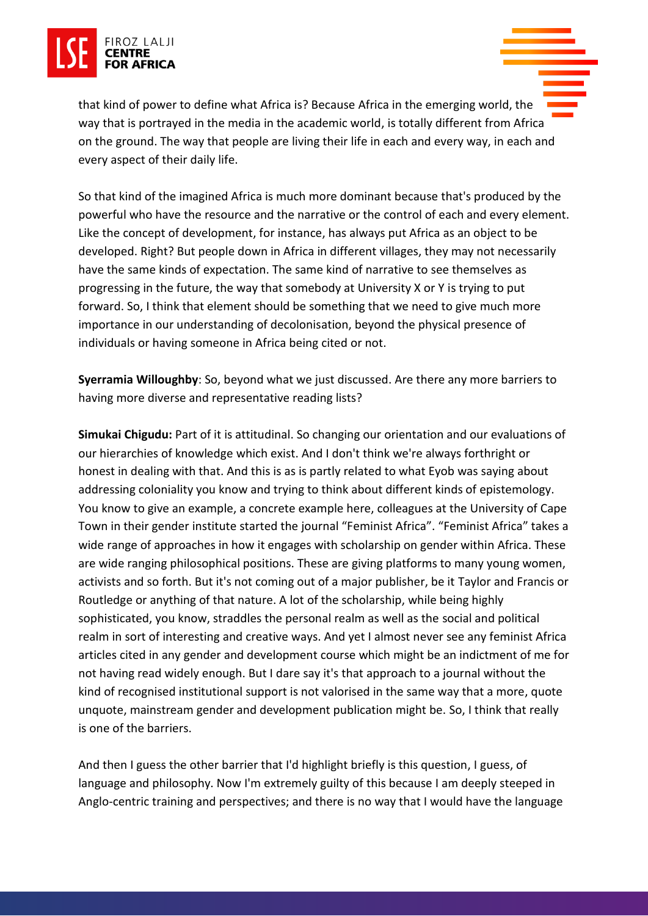that kind of power to define what Africa is? Because Africa in the emerging world, the way that is portrayed in the media in the academic world, is totally different from Africa on the ground. The way that people are living their life in each and every way, in each and every aspect of their daily life.

So that kind of the imagined Africa is much more dominant because that's produced by the powerful who have the resource and the narrative or the control of each and every element. Like the concept of development, for instance, has always put Africa as an object to be developed. Right? But people down in Africa in different villages, they may not necessarily have the same kinds of expectation. The same kind of narrative to see themselves as progressing in the future, the way that somebody at University X or Y is trying to put forward. So, I think that element should be something that we need to give much more importance in our understanding of decolonisation, beyond the physical presence of individuals or having someone in Africa being cited or not.

**Syerramia Willoughby**: So, beyond what we just discussed. Are there any more barriers to having more diverse and representative reading lists?

**Simukai Chigudu:** Part of it is attitudinal. So changing our orientation and our evaluations of our hierarchies of knowledge which exist. And I don't think we're always forthright or honest in dealing with that. And this is as is partly related to what Eyob was saying about addressing coloniality you know and trying to think about different kinds of epistemology. You know to give an example, a concrete example here, colleagues at the University of Cape Town in their gender institute started the journal "Feminist Africa". "Feminist Africa" takes a wide range of approaches in how it engages with scholarship on gender within Africa. These are wide ranging philosophical positions. These are giving platforms to many young women, activists and so forth. But it's not coming out of a major publisher, be it Taylor and Francis or Routledge or anything of that nature. A lot of the scholarship, while being highly sophisticated, you know, straddles the personal realm as well as the social and political realm in sort of interesting and creative ways. And yet I almost never see any feminist Africa articles cited in any gender and development course which might be an indictment of me for not having read widely enough. But I dare say it's that approach to a journal without the kind of recognised institutional support is not valorised in the same way that a more, quote unquote, mainstream gender and development publication might be. So, I think that really is one of the barriers.

And then I guess the other barrier that I'd highlight briefly is this question, I guess, of language and philosophy. Now I'm extremely guilty of this because I am deeply steeped in Anglo-centric training and perspectives; and there is no way that I would have the language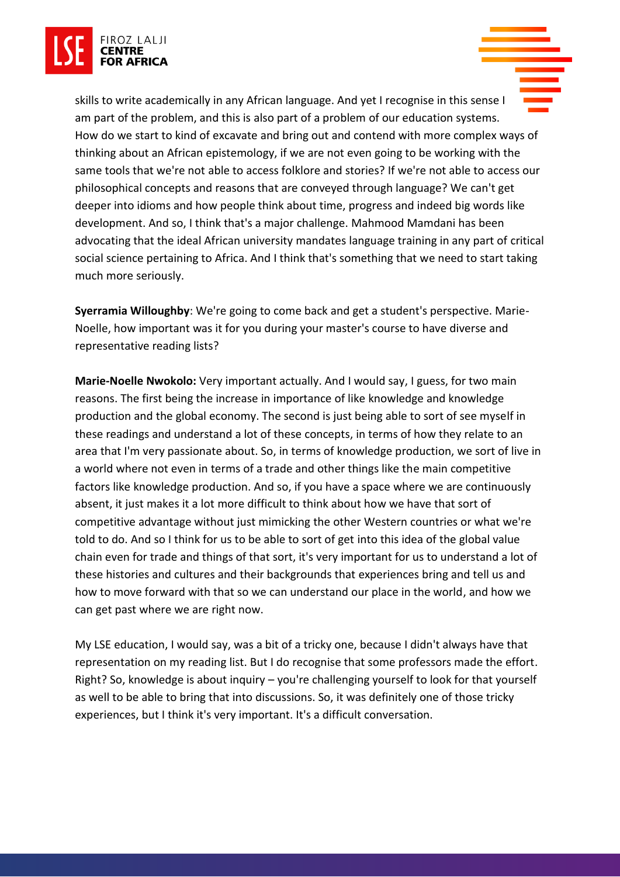skills to write academically in any African language. And yet I recognise in this sense I am part of the problem, and this is also part of a problem of our education systems. How do we start to kind of excavate and bring out and contend with more complex ways of thinking about an African epistemology, if we are not even going to be working with the same tools that we're not able to access folklore and stories? If we're not able to access our philosophical concepts and reasons that are conveyed through language? We can't get deeper into idioms and how people think about time, progress and indeed big words like development. And so, I think that's a major challenge. Mahmood Mamdani has been advocating that the ideal African university mandates language training in any part of critical social science pertaining to Africa. And I think that's something that we need to start taking much more seriously.

**Syerramia Willoughby**: We're going to come back and get a student's perspective. Marie-Noelle, how important was it for you during your master's course to have diverse and representative reading lists?

**Marie-Noelle Nwokolo:** Very important actually. And I would say, I guess, for two main reasons. The first being the increase in importance of like knowledge and knowledge production and the global economy. The second is just being able to sort of see myself in these readings and understand a lot of these concepts, in terms of how they relate to an area that I'm very passionate about. So, in terms of knowledge production, we sort of live in a world where not even in terms of a trade and other things like the main competitive factors like knowledge production. And so, if you have a space where we are continuously absent, it just makes it a lot more difficult to think about how we have that sort of competitive advantage without just mimicking the other Western countries or what we're told to do. And so I think for us to be able to sort of get into this idea of the global value chain even for trade and things of that sort, it's very important for us to understand a lot of these histories and cultures and their backgrounds that experiences bring and tell us and how to move forward with that so we can understand our place in the world, and how we can get past where we are right now.

My LSE education, I would say, was a bit of a tricky one, because I didn't always have that representation on my reading list. But I do recognise that some professors made the effort. Right? So, knowledge is about inquiry – you're challenging yourself to look for that yourself as well to be able to bring that into discussions. So, it was definitely one of those tricky experiences, but I think it's very important. It's a difficult conversation.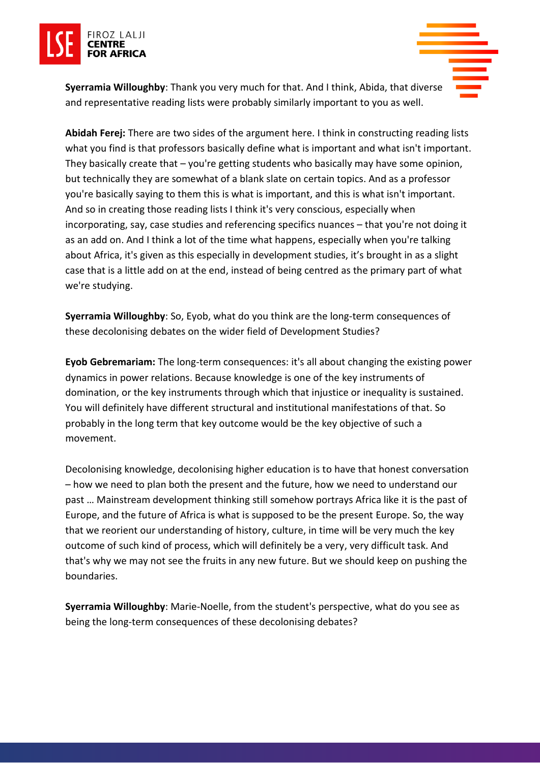**Syerramia Willoughby**: Thank you very much for that. And I think, Abida, that diverse and representative reading lists were probably similarly important to you as well.

**Abidah Ferej:** There are two sides of the argument here. I think in constructing reading lists what you find is that professors basically define what is important and what isn't important. They basically create that – you're getting students who basically may have some opinion, but technically they are somewhat of a blank slate on certain topics. And as a professor you're basically saying to them this is what is important, and this is what isn't important. And so in creating those reading lists I think it's very conscious, especially when incorporating, say, case studies and referencing specifics nuances – that you're not doing it as an add on. And I think a lot of the time what happens, especially when you're talking about Africa, it's given as this especially in development studies, it's brought in as a slight case that is a little add on at the end, instead of being centred as the primary part of what we're studying.

**Syerramia Willoughby**: So, Eyob, what do you think are the long-term consequences of these decolonising debates on the wider field of Development Studies?

**Eyob Gebremariam:** The long-term consequences: it's all about changing the existing power dynamics in power relations. Because knowledge is one of the key instruments of domination, or the key instruments through which that injustice or inequality is sustained. You will definitely have different structural and institutional manifestations of that. So probably in the long term that key outcome would be the key objective of such a movement.

Decolonising knowledge, decolonising higher education is to have that honest conversation – how we need to plan both the present and the future, how we need to understand our past … Mainstream development thinking still somehow portrays Africa like it is the past of Europe, and the future of Africa is what is supposed to be the present Europe. So, the way that we reorient our understanding of history, culture, in time will be very much the key outcome of such kind of process, which will definitely be a very, very difficult task. And that's why we may not see the fruits in any new future. But we should keep on pushing the boundaries.

**Syerramia Willoughby**: Marie-Noelle, from the student's perspective, what do you see as being the long-term consequences of these decolonising debates?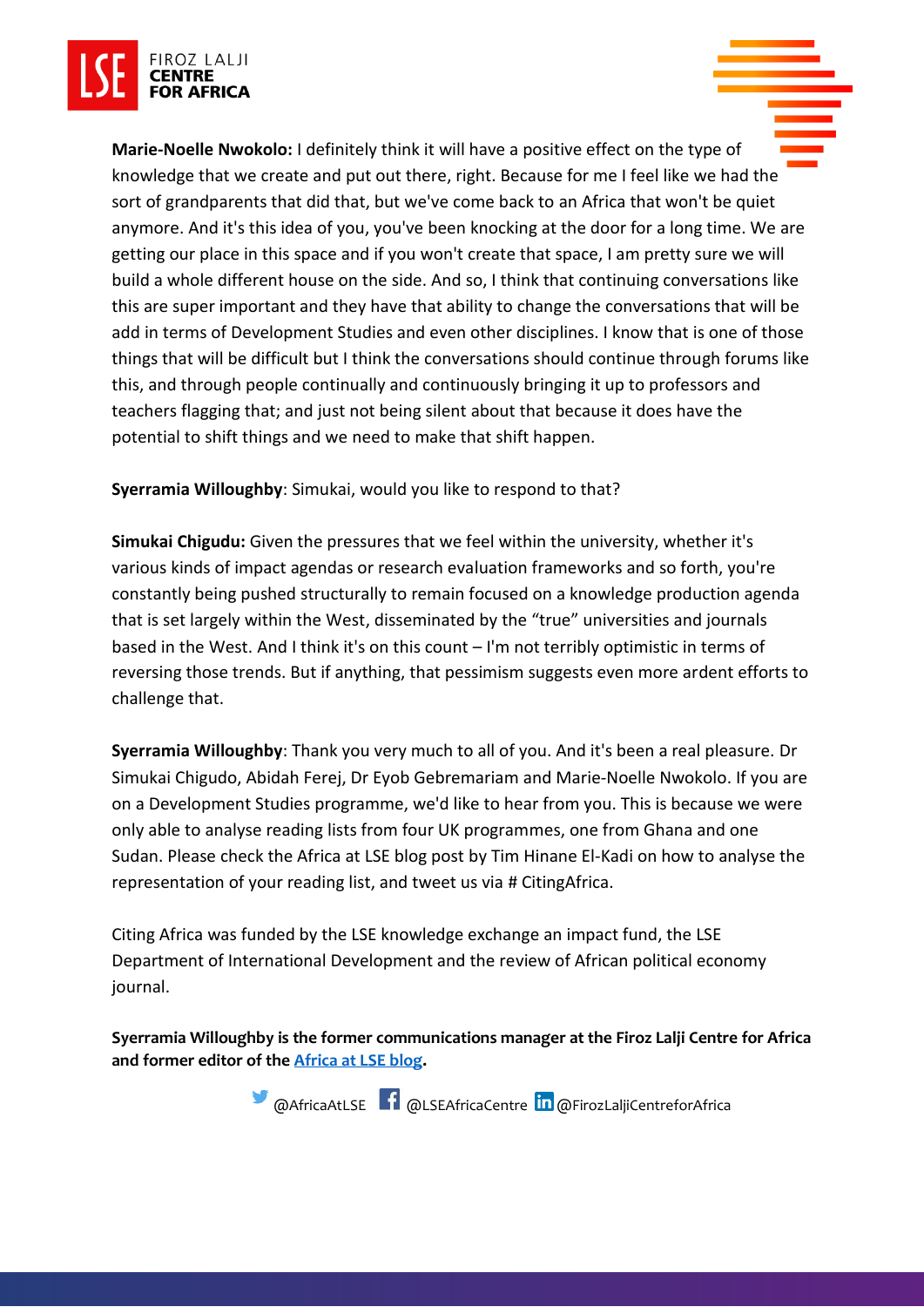**Marie-Noelle Nwokolo:** I definitely think it will have a positive effect on the type of knowledge that we create and put out there, right. Because for me I feel like we had the sort of grandparents that did that, but we've come back to an Africa that won't be quiet anymore. And it's this idea of you, you've been knocking at the door for a long time. We are getting our place in this space and if you won't create that space, I am pretty sure we will build a whole different house on the side. And so, I think that continuing conversations like this are super important and they have that ability to change the conversations that will be add in terms of Development Studies and even other disciplines. I know that is one of those things that will be difficult but I think the conversations should continue through forums like this, and through people continually and continuously bringing it up to professors and teachers flagging that; and just not being silent about that because it does have the potential to shift things and we need to make that shift happen.

**Syerramia Willoughby**: Simukai, would you like to respond to that?

**Simukai Chigudu:** Given the pressures that we feel within the university, whether it's various kinds of impact agendas or research evaluation frameworks and so forth, you're constantly being pushed structurally to remain focused on a knowledge production agenda that is set largely within the West, disseminated by the "true" universities and journals based in the West. And I think it's on this count – I'm not terribly optimistic in terms of reversing those trends. But if anything, that pessimism suggests even more ardent efforts to challenge that.

**Syerramia Willoughby**: Thank you very much to all of you. And it's been a real pleasure. Dr Simukai Chigudo, Abidah Ferej, Dr Eyob Gebremariam and Marie-Noelle Nwokolo. If you are on a Development Studies programme, we'd like to hear from you. This is because we were only able to analyse reading lists from four UK programmes, one from Ghana and one Sudan. Please check the Africa at LSE blog post by Tim Hinane El-Kadi on how to analyse the representation of your reading list, and tweet us via # CitingAfrica.

Citing Africa was funded by the LSE knowledge exchange an impact fund, the LSE Department of International Development and the review of African political economy journal.

**Syerramia Willoughby is the former communications manager at the Firoz Lalji Centre for Africa and former editor of the [Africa at LSE blog](#).**

@AfricaAtLSE @LSEAfricaCentre @FirozLaljiCentreforAfrica